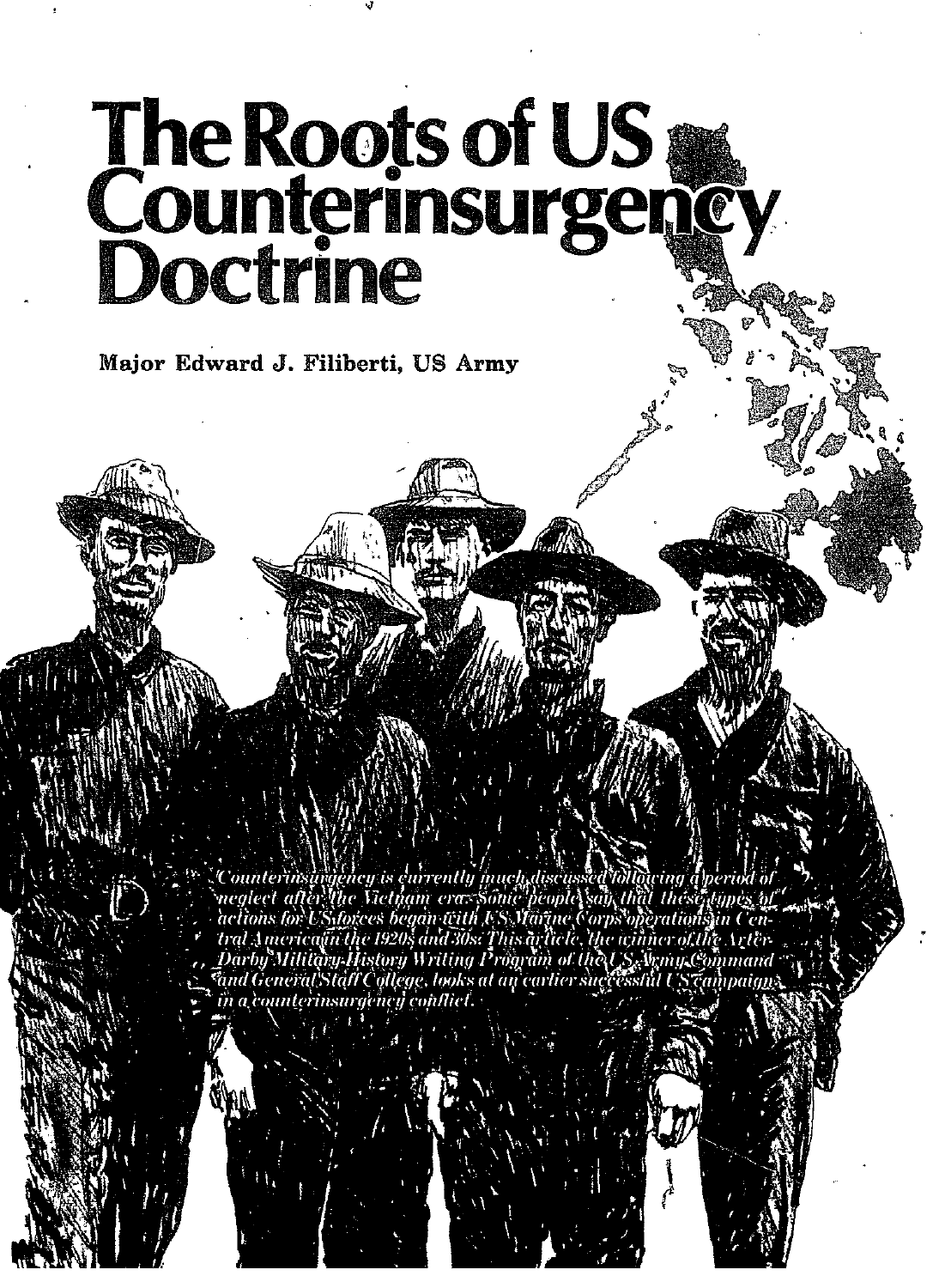# The Roots of US Counterinsurgency Doctrine

**Major Edward J. Filiberti, US Army**

*Counterinsurgency is currently much discussed following a period of neglect after the Vietnam era. Some people say that these types of actions for US forces began with US Marine Corps operations in Central America in the 1920s and 30s. This article, the winner of the Arter-Darby Military History Writing Program of the US Army Command and General Staff College, looks at an earlier successful US campaign in a counterinsurgency conflict.*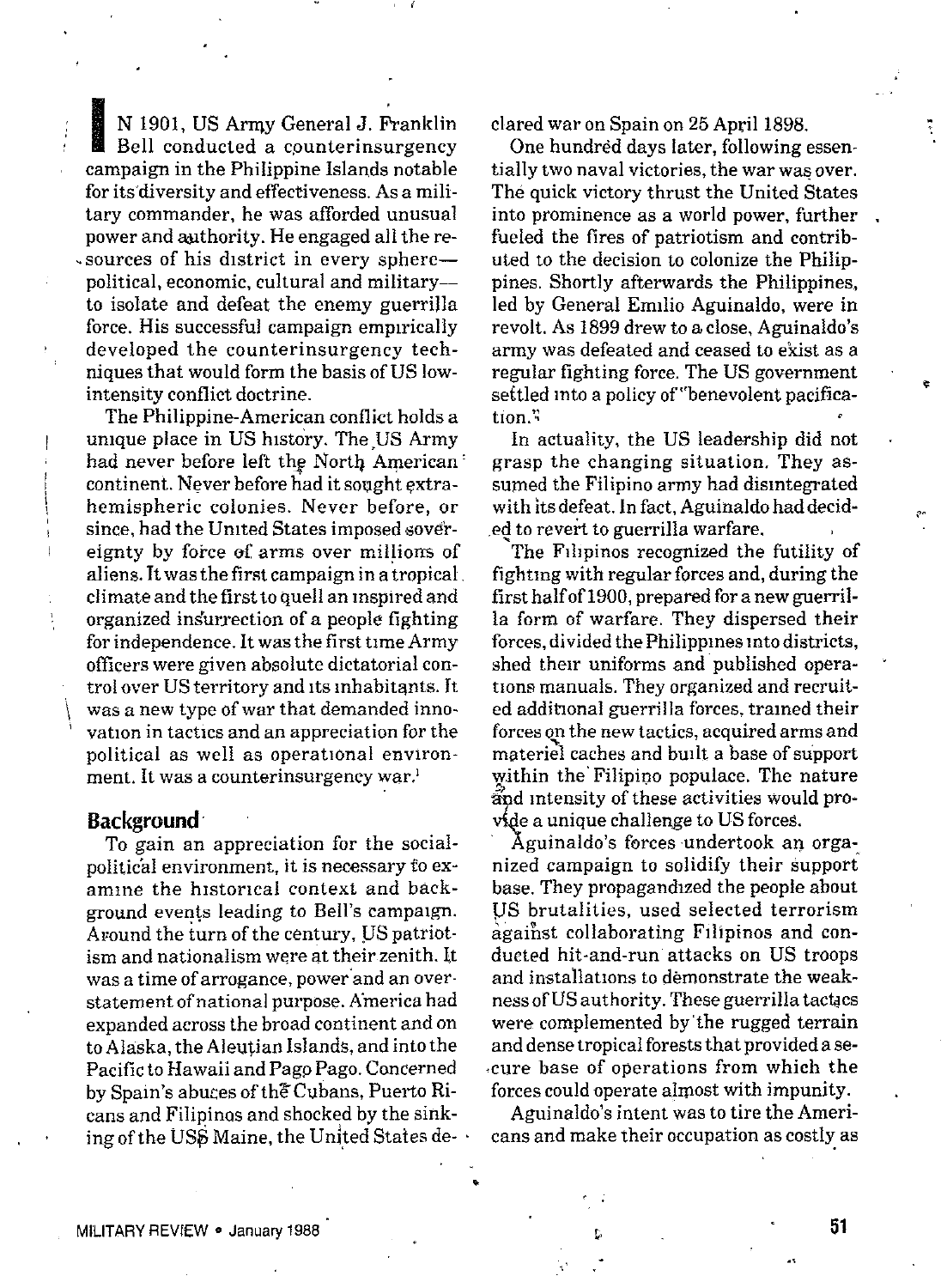IN 1901, US Army General J. Franklin Bell conducted a counterinsurgency campaign in the Philippine Islands notable for its diversity and effectiveness. As a military commander, he was afforded unusual power and authority. He engaged all the resources of his district in every sphere—political, economic, cultural and military—to isolate and defeat the enemy guerrilla force. His successful campaign empirically developed the counterinsurgency techniques that would form the basis of US low-intensity conflict doctrine.

The Philippine-American conflict holds a unique place in US history. The US Army had never before left the North American continent. Never before had it sought extra-hemispheric colonies. Never before, or since, had the United States imposed sovereignty by force of arms over millions of aliens. It was the first campaign in a tropical climate and the first to quell an inspired and organized insurrection of a people fighting for independence. It was the first time Army officers were given absolute dictatorial control over US territory and its inhabitants. It was a new type of war that demanded innovation in tactics and an appreciation for the political as well as operational environment. It was a counterinsurgency war.[1]

## Background

To gain an appreciation for the social-political environment, it is necessary to examine the historical context and background events leading to Bell's campaign. Around the turn of the century, US patriotism and nationalism were at their zenith. It was a time of arrogance, power and an overstatement of national purpose. America had expanded across the broad continent and on to Alaska, the Aleutian Islands, and into the Pacific to Hawaii and Pago Pago. Concerned by Spain's abuses of the Cubans, Puerto Ricans and Filipinos and shocked by the sinking of the USS Maine, the United States declared war on Spain on 25 April 1898.

One hundred days later, following essentially two naval victories, the war was over. The quick victory thrust the United States into prominence as a world power, further fueled the fires of patriotism and contributed to the decision to colonize the Philippines. Shortly afterwards the Philippines, led by General Emilio Aguinaldo, were in revolt. As 1899 drew to a close, Aguinaldo's army was defeated and ceased to exist as a regular fighting force. The US government settled into a policy of "benevolent pacification."

In actuality, the US leadership did not grasp the changing situation. They assumed the Filipino army had disintegrated with its defeat. In fact, Aguinaldo had decided to revert to guerrilla warfare.

The Filipinos recognized the futility of fighting with regular forces and, during the first half of 1900, prepared for a new guerrilla form of warfare. They dispersed their forces, divided the Philippines into districts, shed their uniforms and published operations manuals. They organized and recruited additional guerrilla forces, trained their forces on the new tactics, acquired arms and materiel caches and built a base of support within the Filipino populace. The nature and intensity of these activities would provide a unique challenge to US forces.

Aguinaldo's forces undertook an organized campaign to solidify their support base. They propagandized the people about US brutalities, used selected terrorism against collaborating Filipinos and conducted hit-and-run attacks on US troops and installations to demonstrate the weakness of US authority. These guerrilla tactics were complemented by the rugged terrain and dense tropical forests that provided a secure base of operations from which the forces could operate almost with impunity.

Aguinaldo's intent was to tire the Americans and make their occupation as costly as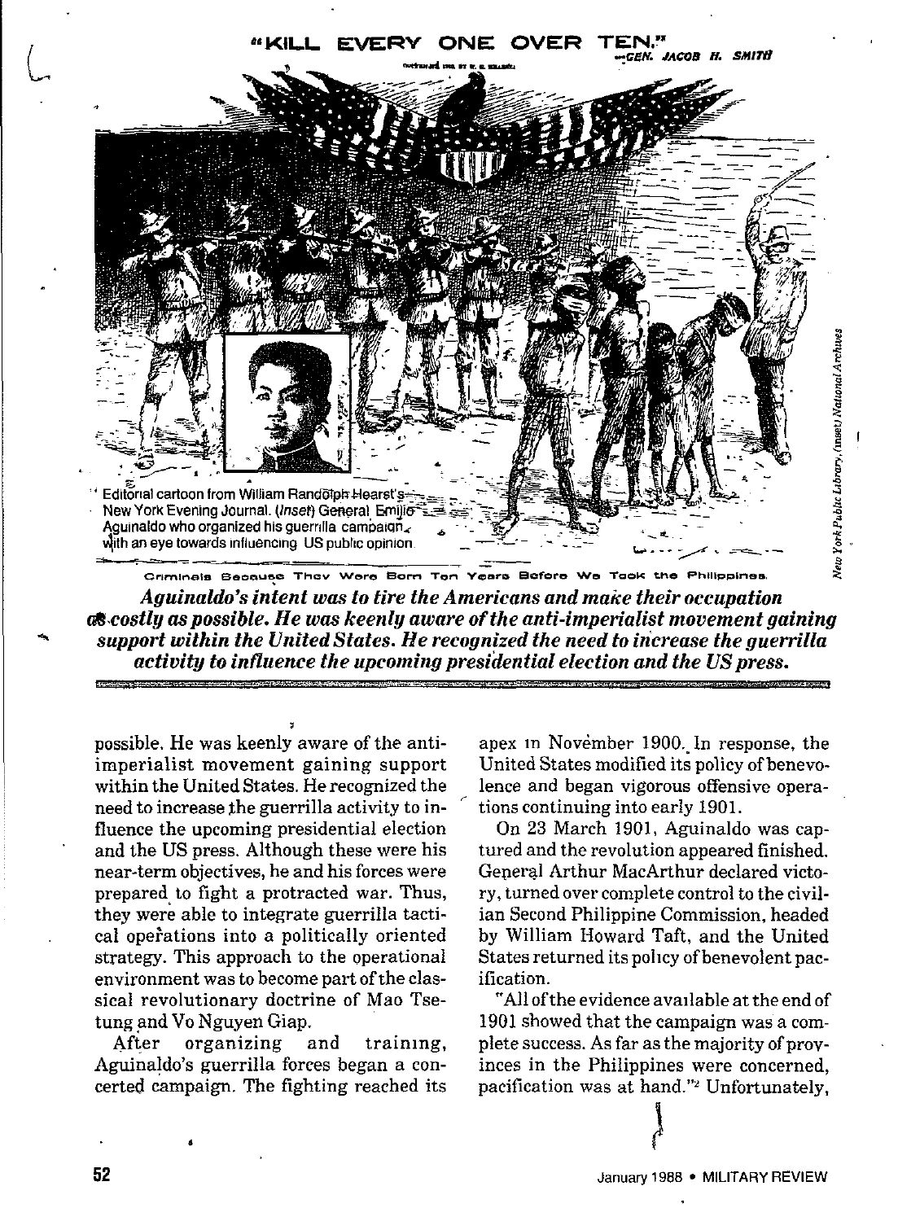"KILL EVERY ONE OVER TEN."
—GEN. JACOB H. SMITH

Editorial cartoon from William Randolph Hearst's New York Evening Journal. (*Inset*) General Emilio Aguinaldo who organized his guerrilla campaign with an eye towards influencing US public opinion.

Criminals Because They Were Born Ten Years Before We Took the Philippines.

*New York Public Library, (inset) National Archives*

***Aguinaldo's intent was to tire the Americans and make their occupation as costly as possible. He was keenly aware of the anti-imperialist movement gaining support within the United States. He recognized the need to increase the guerrilla activity to influence the upcoming presidential election and the US press.***

possible. He was keenly aware of the anti-imperialist movement gaining support within the United States. He recognized the need to increase the guerrilla activity to influence the upcoming presidential election and the US press. Although these were his near-term objectives, he and his forces were prepared to fight a protracted war. Thus, they were able to integrate guerrilla tactical operations into a politically oriented strategy. This approach to the operational environment was to become part of the classical revolutionary doctrine of Mao Tse-tung and Vo Nguyen Giap.

After organizing and training, Aguinaldo's guerrilla forces began a concerted campaign. The fighting reached its apex in November 1900. In response, the United States modified its policy of benevolence and began vigorous offensive operations continuing into early 1901.

On 23 March 1901, Aguinaldo was captured and the revolution appeared finished. General Arthur MacArthur declared victory, turned over complete control to the civilian Second Philippine Commission, headed by William Howard Taft, and the United States returned its policy of benevolent pacification.

"All of the evidence available at the end of 1901 showed that the campaign was a complete success. As far as the majority of provinces in the Philippines were concerned, pacification was at hand."[2] Unfortunately,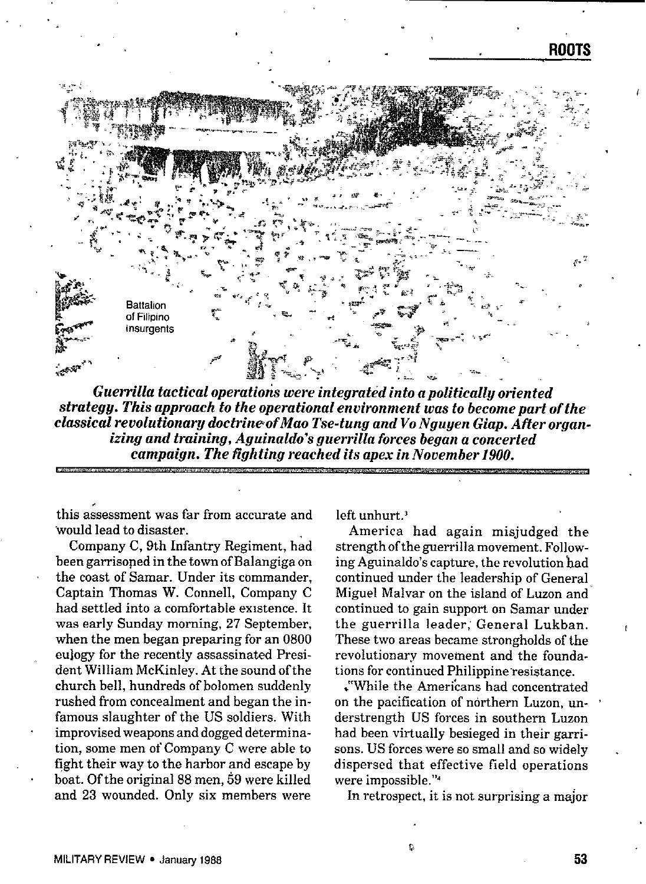*Guerrilla tactical operations were integrated into a politically oriented strategy. This approach to the operational environment was to become part of the classical revolutionary doctrine of Mao Tse-tung and Vo Nguyen Giap. After organizing and training, Aguinaldo's guerrilla forces began a concerted campaign. The fighting reached its apex in November 1900.*

this assessment was far from accurate and would lead to disaster.

Company C, 9th Infantry Regiment, had been garrisoned in the town of Balangiga on the coast of Samar. Under its commander, Captain Thomas W. Connell, Company C had settled into a comfortable existence. It was early Sunday morning, 27 September, when the men began preparing for an 0800 eulogy for the recently assassinated President William McKinley. At the sound of the church bell, hundreds of bolomen suddenly rushed from concealment and began the infamous slaughter of the US soldiers. With improvised weapons and dogged determination, some men of Company C were able to fight their way to the harbor and escape by boat. Of the original 88 men, 59 were killed and 23 wounded. Only six members were left unhurt.[3]

America had again misjudged the strength of the guerrilla movement. Following Aguinaldo's capture, the revolution had continued under the leadership of General Miguel Malvar on the island of Luzon and continued to gain support on Samar under the guerrilla leader, General Lukban. These two areas became strongholds of the revolutionary movement and the foundations for continued Philippine resistance.

"While the Americans had concentrated on the pacification of northern Luzon, understrength US forces in southern Luzon had been virtually besieged in their garrisons. US forces were so small and so widely dispersed that effective field operations were impossible."[4]

In retrospect, it is not surprising a major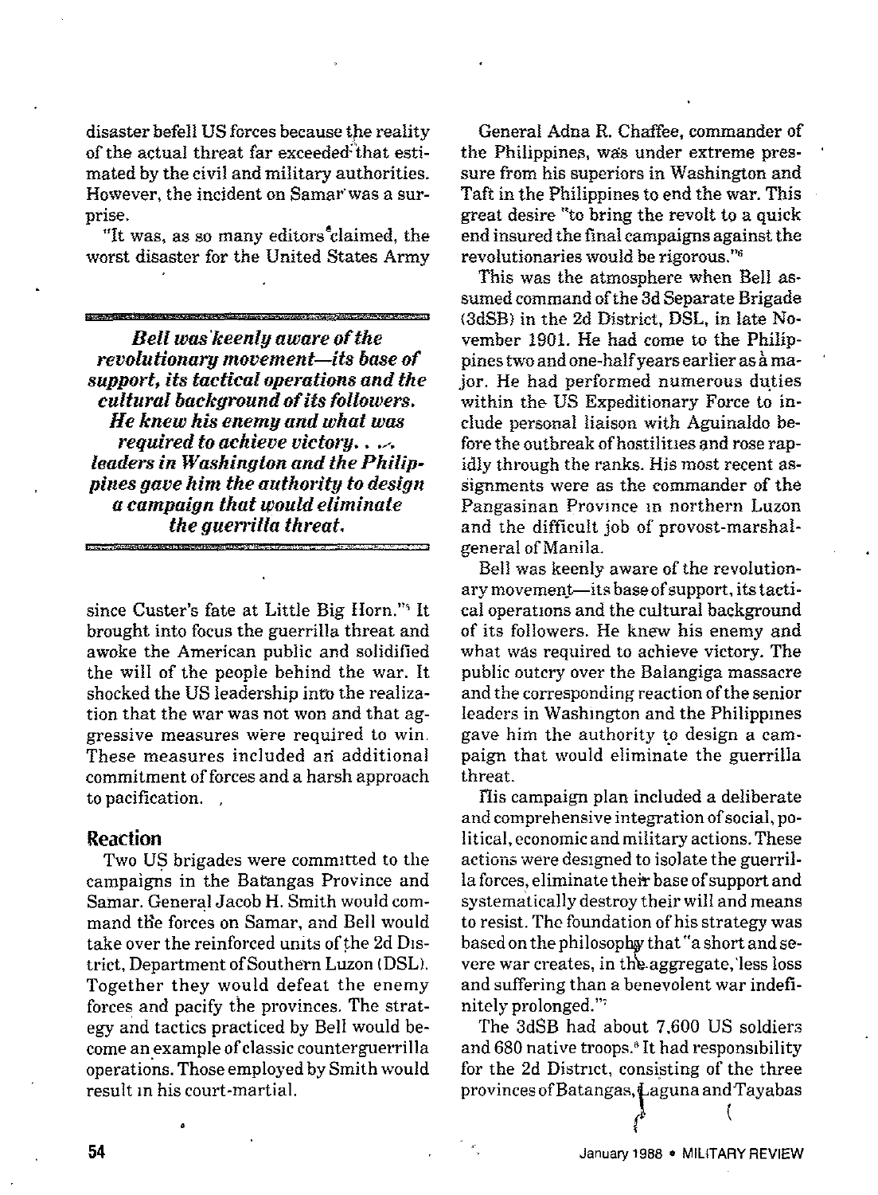disaster befell US forces because the reality of the actual threat far exceeded that estimated by the civil and military authorities. However, the incident on Samar was a surprise.

"It was, as so many editors claimed, the worst disaster for the United States Army since Custer's fate at Little Big Horn."[5] It brought into focus the guerrilla threat and awoke the American public and solidified the will of the people behind the war. It shocked the US leadership into the realization that the war was not won and that aggressive measures were required to win. These measures included an additional commitment of forces and a harsh approach to pacification.

***Bell was keenly aware of the revolutionary movement—its base of support, its tactical operations and the cultural background of its followers. He knew his enemy and what was required to achieve victory. . . . leaders in Washington and the Philippines gave him the authority to design a campaign that would eliminate the guerrilla threat.***

## Reaction

Two US brigades were committed to the campaigns in the Batangas Province and Samar. General Jacob H. Smith would command the forces on Samar, and Bell would take over the reinforced units of the 2d District, Department of Southern Luzon (DSL). Together they would defeat the enemy forces and pacify the provinces. The strategy and tactics practiced by Bell would become an example of classic counterguerrilla operations. Those employed by Smith would result in his court-martial.

General Adna R. Chaffee, commander of the Philippines, was under extreme pressure from his superiors in Washington and Taft in the Philippines to end the war. This great desire "to bring the revolt to a quick end insured the final campaigns against the revolutionaries would be rigorous."[6]

This was the atmosphere when Bell assumed command of the 3d Separate Brigade (3dSB) in the 2d District, DSL, in late November 1901. He had come to the Philippines two and one-half years earlier as a major. He had performed numerous duties within the US Expeditionary Force to include personal liaison with Aguinaldo before the outbreak of hostilities and rose rapidly through the ranks. His most recent assignments were as the commander of the Pangasinan Province in northern Luzon and the difficult job of provost-marshal-general of Manila.

Bell was keenly aware of the revolutionary movement—its base of support, its tactical operations and the cultural background of its followers. He knew his enemy and what was required to achieve victory. The public outcry over the Balangiga massacre and the corresponding reaction of the senior leaders in Washington and the Philippines gave him the authority to design a campaign that would eliminate the guerrilla threat.

His campaign plan included a deliberate and comprehensive integration of social, political, economic and military actions. These actions were designed to isolate the guerrilla forces, eliminate their base of support and systematically destroy their will and means to resist. The foundation of his strategy was based on the philosophy that "a short and severe war creates, in the aggregate, less loss and suffering than a benevolent war indefinitely prolonged."[7]

The 3dSB had about 7,600 US soldiers and 680 native troops.[8] It had responsibility for the 2d District, consisting of the three provinces of Batangas, Laguna and Tayabas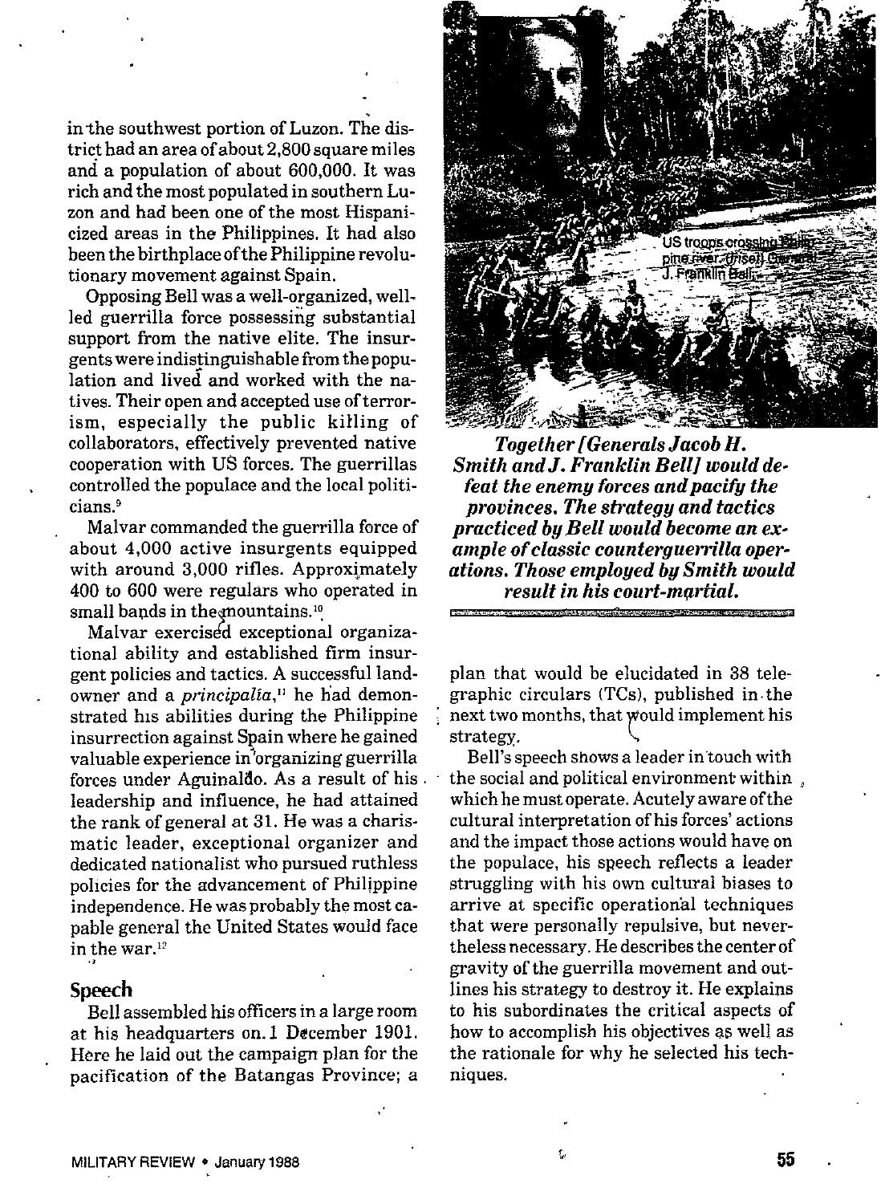in the southwest portion of Luzon. The district had an area of about 2,800 square miles and a population of about 600,000. It was rich and the most populated in southern Luzon and had been one of the most Hispanicized areas in the Philippines. It had also been the birthplace of the Philippine revolutionary movement against Spain.

Opposing Bell was a well-organized, well-led guerrilla force possessing substantial support from the native elite. The insurgents were indistinguishable from the population and lived and worked with the natives. Their open and accepted use of terrorism, especially the public killing of collaborators, effectively prevented native cooperation with US forces. The guerrillas controlled the populace and the local politicians.[9]

Malvar commanded the guerrilla force of about 4,000 active insurgents equipped with around 3,000 rifles. Approximately 400 to 600 were regulars who operated in small bands in the mountains.[10]

Malvar exercised exceptional organizational ability and established firm insurgent policies and tactics. A successful landowner and a *principalia*,[11] he had demonstrated his abilities during the Philippine insurrection against Spain where he gained valuable experience in organizing guerrilla forces under Aguinaldo. As a result of his leadership and influence, he had attained the rank of general at 31. He was a charismatic leader, exceptional organizer and dedicated nationalist who pursued ruthless policies for the advancement of Philippine independence. He was probably the most capable general the United States would face in the war.[12]

US troops crossing Philippine river. (Inset) General J. Franklin Bell.

***Together [Generals Jacob H. Smith and J. Franklin Bell] would defeat the enemy forces and pacify the provinces. The strategy and tactics practiced by Bell would become an example of classic counterguerrilla operations. Those employed by Smith would result in his court-martial.***

## Speech

Bell assembled his officers in a large room at his headquarters on 1 December 1901. Here he laid out the campaign plan for the pacification of the Batangas Province; a plan that would be elucidated in 38 telegraphic circulars (TCs), published in the next two months, that would implement his strategy.

Bell's speech shows a leader in touch with the social and political environment within which he must operate. Acutely aware of the cultural interpretation of his forces' actions and the impact those actions would have on the populace, his speech reflects a leader struggling with his own cultural biases to arrive at specific operational techniques that were personally repulsive, but nevertheless necessary. He describes the center of gravity of the guerrilla movement and outlines his strategy to destroy it. He explains to his subordinates the critical aspects of how to accomplish his objectives as well as the rationale for why he selected his techniques.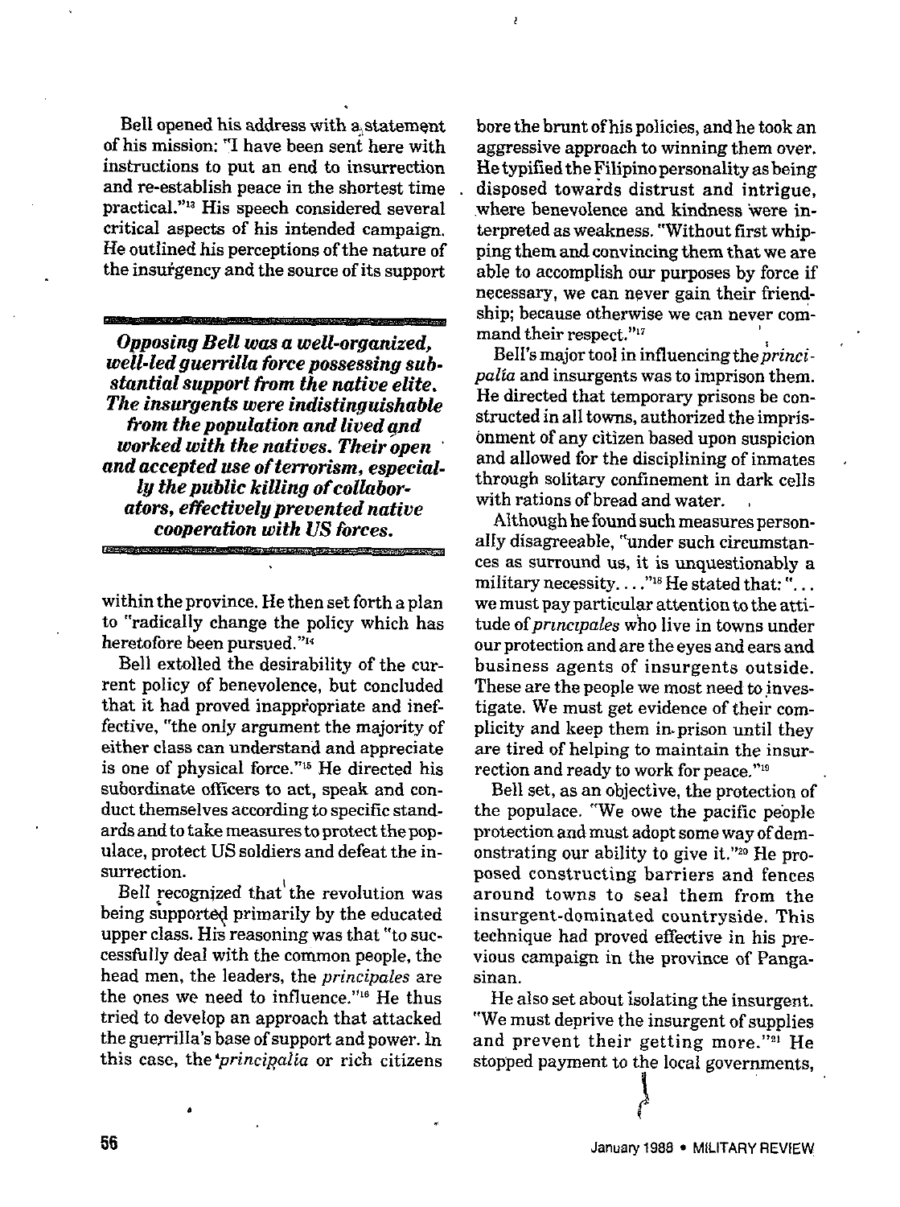Bell opened his address with a statement of his mission: "I have been sent here with instructions to put an end to insurrection and re-establish peace in the shortest time practical."[13] His speech considered several critical aspects of his intended campaign. He outlined his perceptions of the nature of the insurgency and the source of its support

***Opposing Bell was a well-organized, well-led guerrilla force possessing substantial support from the native elite. The insurgents were indistinguishable from the population and lived and worked with the natives. Their open and accepted use of terrorism, especially the public killing of collaborators, effectively prevented native cooperation with US forces.***

within the province. He then set forth a plan to "radically change the policy which has heretofore been pursued."[14]

Bell extolled the desirability of the current policy of benevolence, but concluded that it had proved inappropriate and ineffective, "the only argument the majority of either class can understand and appreciate is one of physical force."[15] He directed his subordinate officers to act, speak and conduct themselves according to specific standards and to take measures to protect the populace, protect US soldiers and defeat the insurrection.

Bell recognized that the revolution was being supported primarily by the educated upper class. His reasoning was that "to successfully deal with the common people, the head men, the leaders, the *principales* are the ones we need to influence."[16] He thus tried to develop an approach that attacked the guerrilla's base of support and power. In this case, the *principalia* or rich citizens bore the brunt of his policies, and he took an aggressive approach to winning them over. He typified the Filipino personality as being disposed towards distrust and intrigue, where benevolence and kindness were interpreted as weakness. "Without first whipping them and convincing them that we are able to accomplish our purposes by force if necessary, we can never gain their friendship; because otherwise we can never command their respect."[17]

Bell's major tool in influencing the *principalia* and insurgents was to imprison them. He directed that temporary prisons be constructed in all towns, authorized the imprisonment of any citizen based upon suspicion and allowed for the disciplining of inmates through solitary confinement in dark cells with rations of bread and water.

Although he found such measures personally disagreeable, "under such circumstances as surround us, it is unquestionably a military necessity. . . ."[18] He stated that: ". . . we must pay particular attention to the attitude of *principales* who live in towns under our protection and are the eyes and ears and business agents of insurgents outside. These are the people we most need to investigate. We must get evidence of their complicity and keep them in prison until they are tired of helping to maintain the insurrection and ready to work for peace."[19]

Bell set, as an objective, the protection of the populace. "We owe the pacific people protection and must adopt some way of demonstrating our ability to give it."[20] He proposed constructing barriers and fences around towns to seal them from the insurgent-dominated countryside. This technique had proved effective in his previous campaign in the province of Pangasinan.

He also set about isolating the insurgent. "We must deprive the insurgent of supplies and prevent their getting more."[21] He stopped payment to the local governments,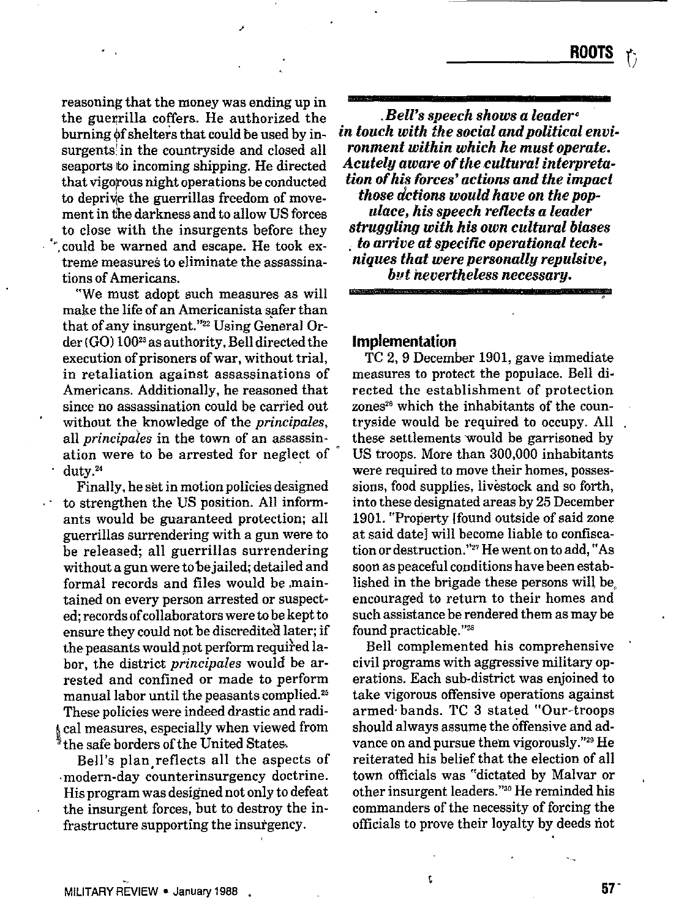reasoning that the money was ending up in the guerrilla coffers. He authorized the burning of shelters that could be used by insurgents in the countryside and closed all seaports to incoming shipping. He directed that vigorous night operations be conducted to deprive the guerrillas freedom of movement in the darkness and to allow US forces to close with the insurgents before they could be warned and escape. He took extreme measures to eliminate the assassinations of Americans.

"We must adopt such measures as will make the life of an Americanista safer than that of any insurgent."[22] Using General Order (GO) 100[23] as authority, Bell directed the execution of prisoners of war, without trial, in retaliation against assassinations of Americans. Additionally, he reasoned that since no assassination could be carried out without the knowledge of the *principales*, all *principales* in the town of an assassination were to be arrested for neglect of duty.[24]

Finally, he set in motion policies designed to strengthen the US position. All informants would be guaranteed protection; all guerrillas surrendering with a gun were to be released; all guerrillas surrendering without a gun were to be jailed; detailed and formal records and files would be maintained on every person arrested or suspected; records of collaborators were to be kept to ensure they could not be discredited later; if the peasants would not perform required labor, the district *principales* would be arrested and confined or made to perform manual labor until the peasants complied.[25] These policies were indeed drastic and radical measures, especially when viewed from the safe borders of the United States.

Bell's plan reflects all the aspects of modern-day counterinsurgency doctrine. His program was designed not only to defeat the insurgent forces, but to destroy the infrastructure supporting the insurgency.

***Bell's speech shows a leader in touch with the social and political environment within which he must operate. Acutely aware of the cultural interpretation of his forces' actions and the impact those actions would have on the populace, his speech reflects a leader struggling with his own cultural biases to arrive at specific operational techniques that were personally repulsive, but nevertheless necessary.***

## Implementation

TC 2, 9 December 1901, gave immediate measures to protect the populace. Bell directed the establishment of protection zones[26] which the inhabitants of the countryside would be required to occupy. All these settlements would be garrisoned by US troops. More than 300,000 inhabitants were required to move their homes, possessions, food supplies, livestock and so forth, into these designated areas by 25 December 1901. "Property [found outside of said zone at said date] will become liable to confiscation or destruction."[27] He went on to add, "As soon as peaceful conditions have been established in the brigade these persons will be encouraged to return to their homes and such assistance be rendered them as may be found practicable."[28]

Bell complemented his comprehensive civil programs with aggressive military operations. Each sub-district was enjoined to take vigorous offensive operations against armed bands. TC 3 stated "Our troops should always assume the offensive and advance on and pursue them vigorously."[29] He reiterated his belief that the election of all town officials was "dictated by Malvar or other insurgent leaders."[30] He reminded his commanders of the necessity of forcing the officials to prove their loyalty by deeds not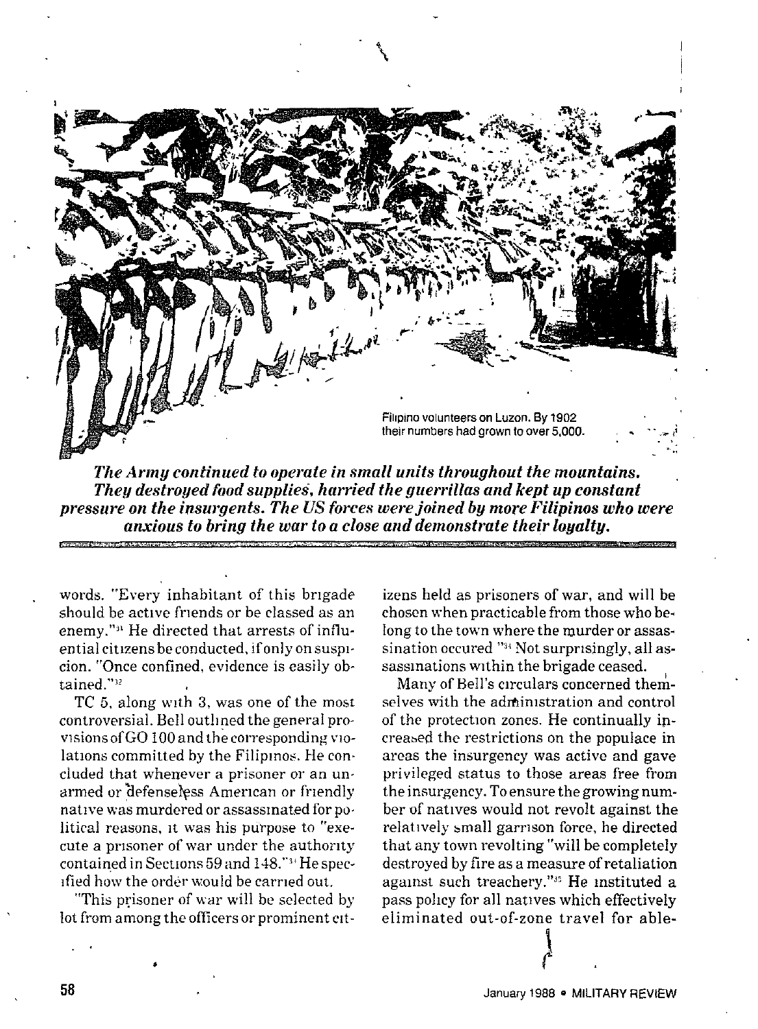Filipino volunteers on Luzon. By 1902 their numbers had grown to over 5,000.

***The Army continued to operate in small units throughout the mountains. They destroyed food supplies, harried the guerrillas and kept up constant pressure on the insurgents. The US forces were joined by more Filipinos who were anxious to bring the war to a close and demonstrate their loyalty.***

words. "Every inhabitant of this brigade should be active friends or be classed as an enemy."[31] He directed that arrests of influential citizens be conducted, if only on suspicion. "Once confined, evidence is easily obtained."[32]

TC 5, along with 3, was one of the most controversial. Bell outlined the general provisions of GO 100 and the corresponding violations committed by the Filipinos. He concluded that whenever a prisoner or an unarmed or defenseless American or friendly native was murdered or assassinated for political reasons, it was his purpose to "execute a prisoner of war under the authority contained in Sections 59 and 148."[33] He specified how the order would be carried out.

"This prisoner of war will be selected by lot from among the officers or prominent citizens held as prisoners of war, and will be chosen when practicable from those who belong to the town where the murder or assassination occured "[34] Not surprisingly, all assassinations within the brigade ceased.

Many of Bell's circulars concerned themselves with the administration and control of the protection zones. He continually increased the restrictions on the populace in areas the insurgency was active and gave privileged status to those areas free from the insurgency. To ensure the growing number of natives would not revolt against the relatively small garrison force, he directed that any town revolting "will be completely destroyed by fire as a measure of retaliation against such treachery."[35] He instituted a pass policy for all natives which effectively eliminated out-of-zone travel for able-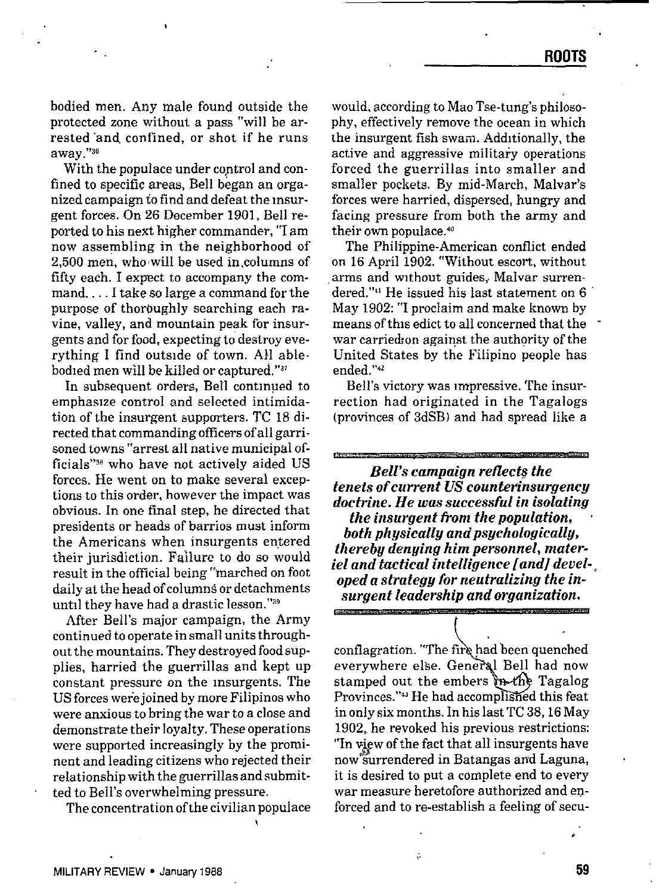bodied men. Any male found outside the protected zone without a pass "will be arrested and confined, or shot if he runs away."[36]

With the populace under control and confined to specific areas, Bell began an organized campaign to find and defeat the insurgent forces. On 26 December 1901, Bell reported to his next higher commander, "I am now assembling in the neighborhood of 2,500 men, who will be used in columns of fifty each. I expect to accompany the command. . . . I take so large a command for the purpose of thoroughly searching each ravine, valley, and mountain peak for insurgents and for food, expecting to destroy everything I find outside of town. All able-bodied men will be killed or captured."[37]

In subsequent orders, Bell continued to emphasize control and selected intimidation of the insurgent supporters. TC 18 directed that commanding officers of all garrisoned towns "arrest all native municipal officials"[38] who have not actively aided US forces. He went on to make several exceptions to this order, however the impact was obvious. In one final step, he directed that presidents or heads of barrios must inform the Americans when insurgents entered their jurisdiction. Failure to do so would result in the official being "marched on foot daily at the head of columns or detachments until they have had a drastic lesson."[39]

After Bell's major campaign, the Army continued to operate in small units throughout the mountains. They destroyed food supplies, harried the guerrillas and kept up constant pressure on the insurgents. The US forces were joined by more Filipinos who were anxious to bring the war to a close and demonstrate their loyalty. These operations were supported increasingly by the prominent and leading citizens who rejected their relationship with the guerrillas and submitted to Bell's overwhelming pressure.

The concentration of the civilian populace would, according to Mao Tse-tung's philosophy, effectively remove the ocean in which the insurgent fish swam. Additionally, the active and aggressive military operations forced the guerrillas into smaller and smaller pockets. By mid-March, Malvar's forces were harried, dispersed, hungry and facing pressure from both the army and their own populace.[40]

The Philippine-American conflict ended on 16 April 1902. "Without escort, without arms and without guides, Malvar surrendered."[41] He issued his last statement on 6 May 1902: "I proclaim and make known by means of this edict to all concerned that the war carried on against the authority of the United States by the Filipino people has ended."[42]

Bell's victory was impressive. The insurrection had originated in the Tagalogs (provinces of 3dSB) and had spread like a conflagration. "The fire had been quenched everywhere else. General Bell had now stamped out the embers in the Tagalog Provinces."[43] He had accomplished this feat in only six months. In his last TC 38, 16 May 1902, he revoked his previous restrictions: "In view of the fact that all insurgents have now surrendered in Batangas and Laguna, it is desired to put a complete end to every war measure heretofore authorized and enforced and to re-establish a feeling of secu-

***Bell's campaign reflects the tenets of current US counterinsurgency doctrine. He was successful in isolating the insurgent from the population, both physically and psychologically, thereby denying him personnel, materiel and tactical intelligence [and] developed a strategy for neutralizing the insurgent leadership and organization.***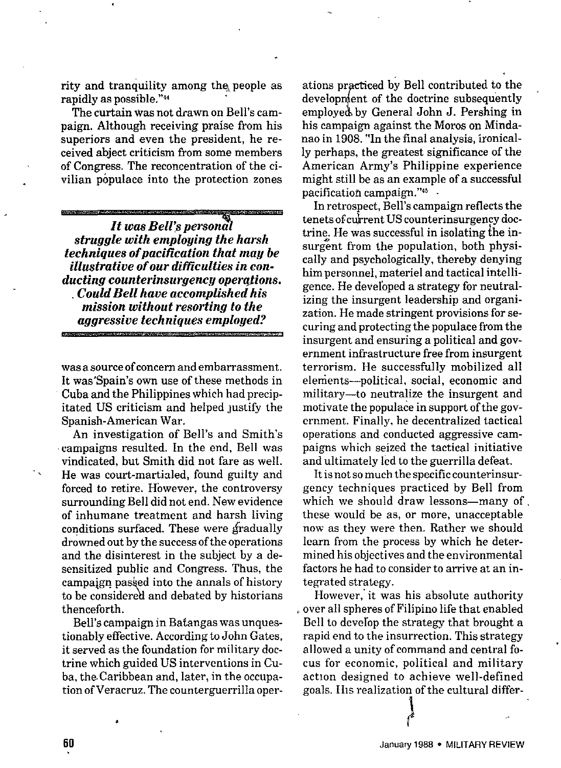rity and tranquility among the people as rapidly as possible."[44]

The curtain was not drawn on Bell's campaign. Although receiving praise from his superiors and even the president, he received abject criticism from some members of Congress. The reconcentration of the civilian populace into the protection zones was a source of concern and embarrassment. It was Spain's own use of these methods in Cuba and the Philippines which had precipitated US criticism and helped justify the Spanish-American War.

***It was Bell's personal struggle with employing the harsh techniques of pacification that may be illustrative of our difficulties in conducting counterinsurgency operations. Could Bell have accomplished his mission without resorting to the aggressive techniques employed?***

An investigation of Bell's and Smith's campaigns resulted. In the end, Bell was vindicated, but Smith did not fare as well. He was court-martialed, found guilty and forced to retire. However, the controversy surrounding Bell did not end. New evidence of inhumane treatment and harsh living conditions surfaced. These were gradually drowned out by the success of the operations and the disinterest in the subject by a desensitized public and Congress. Thus, the campaign passed into the annals of history to be considered and debated by historians thenceforth.

Bell's campaign in Batangas was unquestionably effective. According to John Gates, it served as the foundation for military doctrine which guided US interventions in Cuba, the Caribbean and, later, in the occupation of Veracruz. The counterguerrilla operations practiced by Bell contributed to the development of the doctrine subsequently employed by General John J. Pershing in his campaign against the Moros on Mindanao in 1908. "In the final analysis, ironically perhaps, the greatest significance of the American Army's Philippine experience might still be as an example of a successful pacification campaign."[45]

In retrospect, Bell's campaign reflects the tenets of current US counterinsurgency doctrine. He was successful in isolating the insurgent from the population, both physically and psychologically, thereby denying him personnel, materiel and tactical intelligence. He developed a strategy for neutralizing the insurgent leadership and organization. He made stringent provisions for securing and protecting the populace from the insurgent and ensuring a political and government infrastructure free from insurgent terrorism. He successfully mobilized all elements—political, social, economic and military—to neutralize the insurgent and motivate the populace in support of the government. Finally, he decentralized tactical operations and conducted aggressive campaigns which seized the tactical initiative and ultimately led to the guerrilla defeat.

It is not so much the specific counterinsurgency techniques practiced by Bell from which we should draw lessons—many of these would be as, or more, unacceptable now as they were then. Rather we should learn from the process by which he determined his objectives and the environmental factors he had to consider to arrive at an integrated strategy.

However, it was his absolute authority over all spheres of Filipino life that enabled Bell to develop the strategy that brought a rapid end to the insurrection. This strategy allowed a unity of command and central focus for economic, political and military action designed to achieve well-defined goals. His realization of the cultural differ-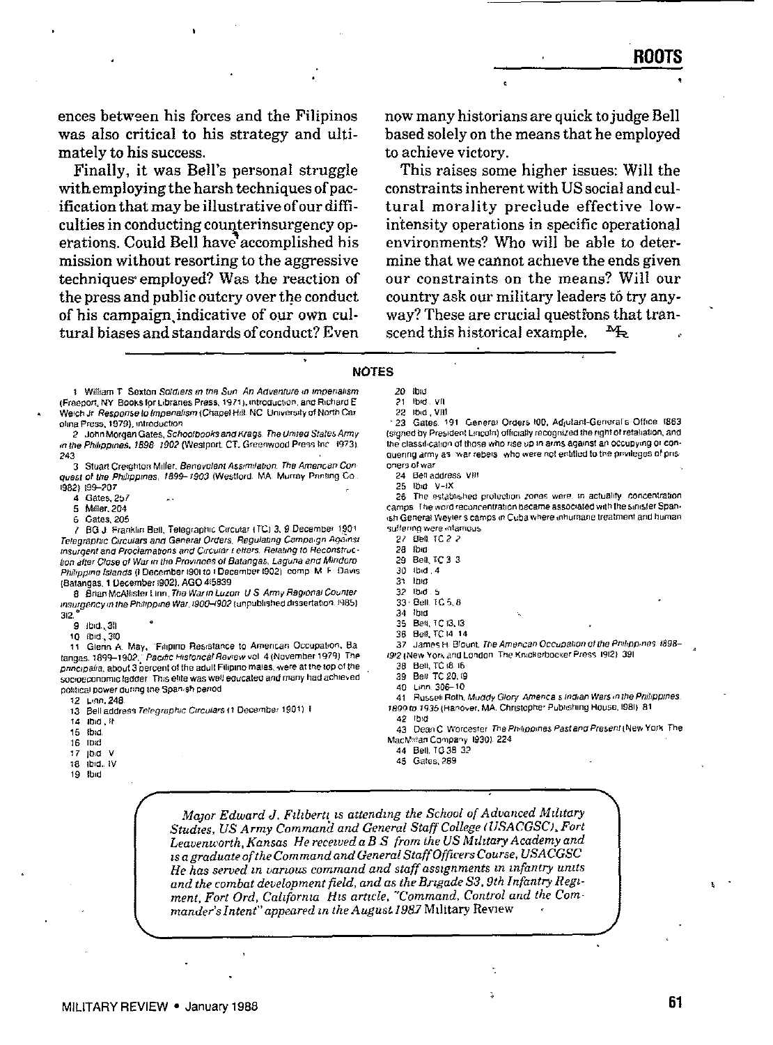ences between his forces and the Filipinos was also critical to his strategy and ultimately to his success.

Finally, it was Bell's personal struggle with employing the harsh techniques of pacification that may be illustrative of our difficulties in conducting counterinsurgency operations. Could Bell have accomplished his mission without resorting to the aggressive techniques employed? Was the reaction of the press and public outcry over the conduct of his campaign indicative of our own cultural biases and standards of conduct? Even now many historians are quick to judge Bell based solely on the means that he employed to achieve victory.

This raises some higher issues: Will the constraints inherent with US social and cultural morality preclude effective low-intensity operations in specific operational environments? Who will be able to determine that we cannot achieve the ends given our constraints on the means? Will our country ask our military leaders to try anyway? These are crucial questions that transcend this historical example. MR

## NOTES

1 William T Sexton *Soldiers in the Sun An Adventure in Imperialism* (Freeport, NY Books for Libraries Press, 1971), introduction, and Richard E Welch Jr *Response to Imperialism* (Chapel Hill NC University of North Carolina Press, 1979), introduction

2 John Morgan Gates, *Schoolbooks and Krags. The United States Army in the Philippines, 1898 1902* (Westport, CT. Greenwood Press Inc 1973) 243

3 Stuart Creighton Miller, *Benevolent Assimilation. The American Conquest of the Philippines, 1899–1903* (Westford. MA. Murray Printing Co 1982) 199–207

4 Gates, 257

5 Miller, 204

6 Gates, 205

7 BG J Franklin Bell, Telegraphic Circular (TC) 3, 9 December 1901 *Telegraphic Circulars and General Orders, Regulating Campaign Against Insurgent and Proclamations and Circular Letters. Relating to Reconstruction after Close of War in the Provinces of Batangas, Laguna and Mindoro Philippine Islands* (1 December 1901 to 1 December 1902) comp M F Davis (Batangas, 1 December 1902), AGO 415839

8 Brian McAllister Linn, *The War in Luzon U S Army Regional Counter insurgency in the Philippine War, 1900–1902* (unpublished dissertation 1985) 312.

9 Ibid., 311

10 Ibid., 310

11 Glenn A. May, "Filipino Resistance to American Occupation, Batangas, 1899–1902," *Pacific Historical Review* vol 4 (November 1979) The *principalia*, about 3 percent of the adult Filipino males, were at the top of the socioeconomic ladder This elite was well educated and many had achieved political power during the Spanish period

12 Linn, 248

13 Bell address *Telegraphic Circulars* (1 December 1901) I

14 Ibid., II

15 Ibid.

16 Ibid

17 Ibid V

18 Ibid., IV

19 Ibid

20 Ibid

21 Ibid, VII

22 Ibid, VIII

23 Gates. 191 General Orders 100, Adjutant-General's Office 1863 (signed by President Lincoln) officially recognized the right of retaliation, and the classification of those who rise up in arms against an occupying or conquering army as "war rebels" who were not entitled to the privileges of prisoners of war

24 Bell address VIII

25 Ibid V–IX

26 The established protection zones were, in actuality concentration camps The word reconcentration became associated with the sinister Spanish General Weyler's camps in Cuba where inhumane treatment and human suffering were infamous

27 Bell, TC 2 2

28 Ibid

29 Bell, TC 3 3

30 Ibid, 4

31 Ibid

32 Ibid 5

33 Bell TC 5, 8

34 Ibid

35 Bell, TC 13, 13

36 Bell, TC 14 14

37 James H Blount, *The American Occupation of the Philippines 1898–1912* (New York and London The Knickerbocker Press 1912) 391

38 Bell, TC 18 16

39 Bell TC 20, 19

40 Linn 306–10

41 Russell Roth, *Muddy Glory America's Indian Wars in the Philippines 1899 to 1935* (Hanover, MA. Christopher Publishing House, 1981) 81

42 Ibid

43 Dean C Worcester *The Philippines Past and Present* (New York The MacMillan Company 1930) 224

44 Bell, TC 38 32

45 Gates, 289

*Major Edward J. Filiberti is attending the School of Advanced Military Studies, US Army Command and General Staff College (USACGSC), Fort Leavenworth, Kansas He received a B S from the US Military Academy and is a graduate of the Command and General Staff Officers Course, USACGSC He has served in various command and staff assignments in infantry units and the combat development field, and as the Brigade S3, 9th Infantry Regiment, Fort Ord, California His article, "Command, Control and the Commander's Intent" appeared in the August 1987* Military Review